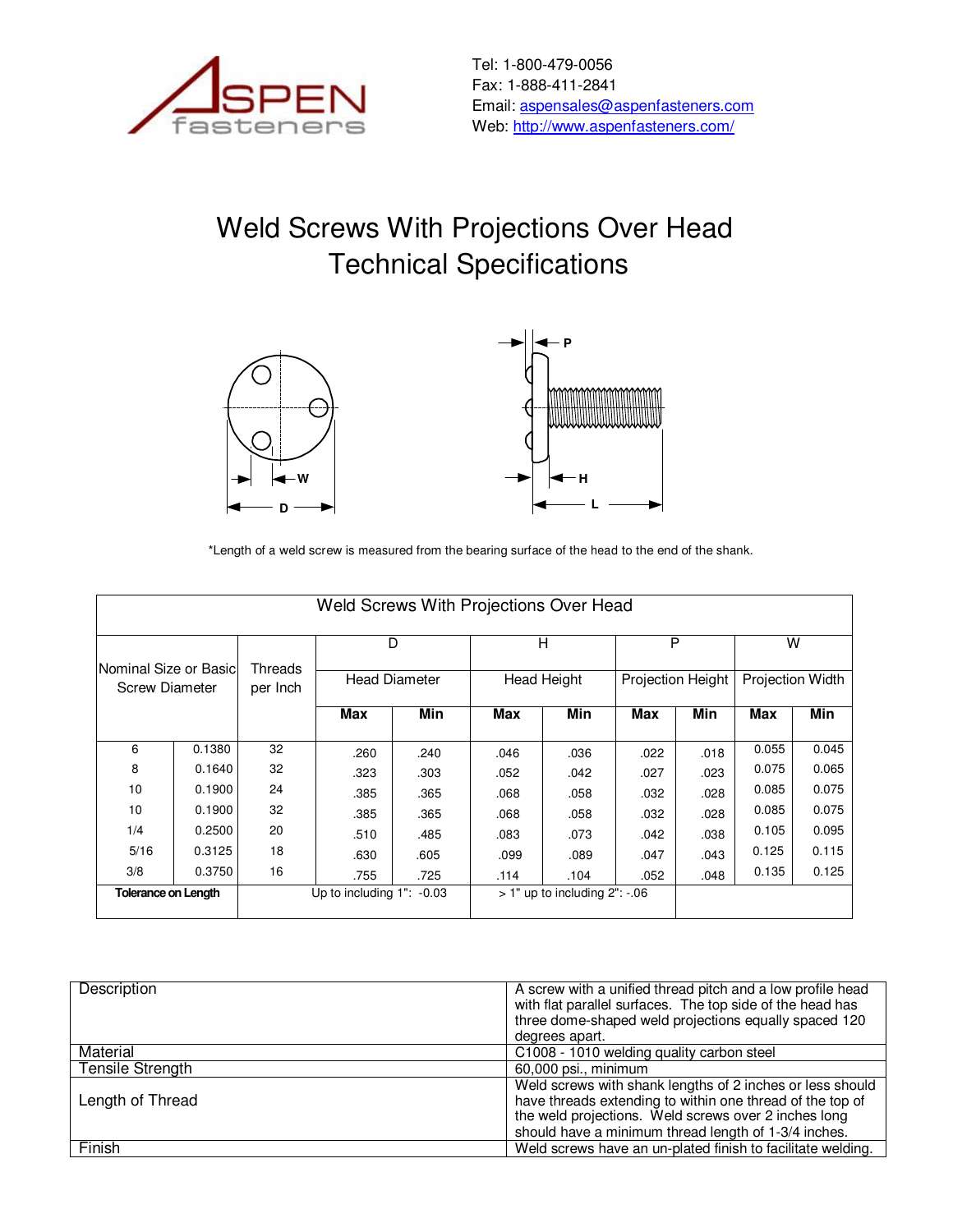Tel: 1-800-479-0056
Fax: 1-888-411-2841
Email: aspensales@aspenfasteners.com
Web: http://www.aspenfasteners.com/

# Weld Screws With Projections Over Head
# Technical Specifications

*Length of a weld screw is measured from the bearing surface of the head to the end of the shank.

| Nominal Size or Basic Screw Diameter | | Threads per Inch | D Head Diameter | | H Head Height | | P Projection Height | | W Projection Width | |
|---|---|---|---|---|---|---|---|---|---|---|
| | | | Max | Min | Max | Min | Max | Min | Max | Min |
| 6 | 0.1380 | 32 | .260 | .240 | .046 | .036 | .022 | .018 | 0.055 | 0.045 |
| 8 | 0.1640 | 32 | .323 | .303 | .052 | .042 | .027 | .023 | 0.075 | 0.065 |
| 10 | 0.1900 | 24 | .385 | .365 | .068 | .058 | .032 | .028 | 0.085 | 0.075 |
| 10 | 0.1900 | 32 | .385 | .365 | .068 | .058 | .032 | .028 | 0.085 | 0.075 |
| 1/4 | 0.2500 | 20 | .510 | .485 | .083 | .073 | .042 | .038 | 0.105 | 0.095 |
| 5/16 | 0.3125 | 18 | .630 | .605 | .099 | .089 | .047 | .043 | 0.125 | 0.115 |
| 3/8 | 0.3750 | 16 | .755 | .725 | .114 | .104 | .052 | .048 | 0.135 | 0.125 |
| **Tolerance on Length** | | | Up to including 1": -0.03 | | > 1" up to including 2": -.06 | | | | | |

| | |
|---|---|
| Description | A screw with a unified thread pitch and a low profile head with flat parallel surfaces. The top side of the head has three dome-shaped weld projections equally spaced 120 degrees apart. |
| Material | C1008 - 1010 welding quality carbon steel |
| Tensile Strength | 60,000 psi., minimum |
| Length of Thread | Weld screws with shank lengths of 2 inches or less should have threads extending to within one thread of the top of the weld projections. Weld screws over 2 inches long should have a minimum thread length of 1-3/4 inches. |
| Finish | Weld screws have an un-plated finish to facilitate welding. |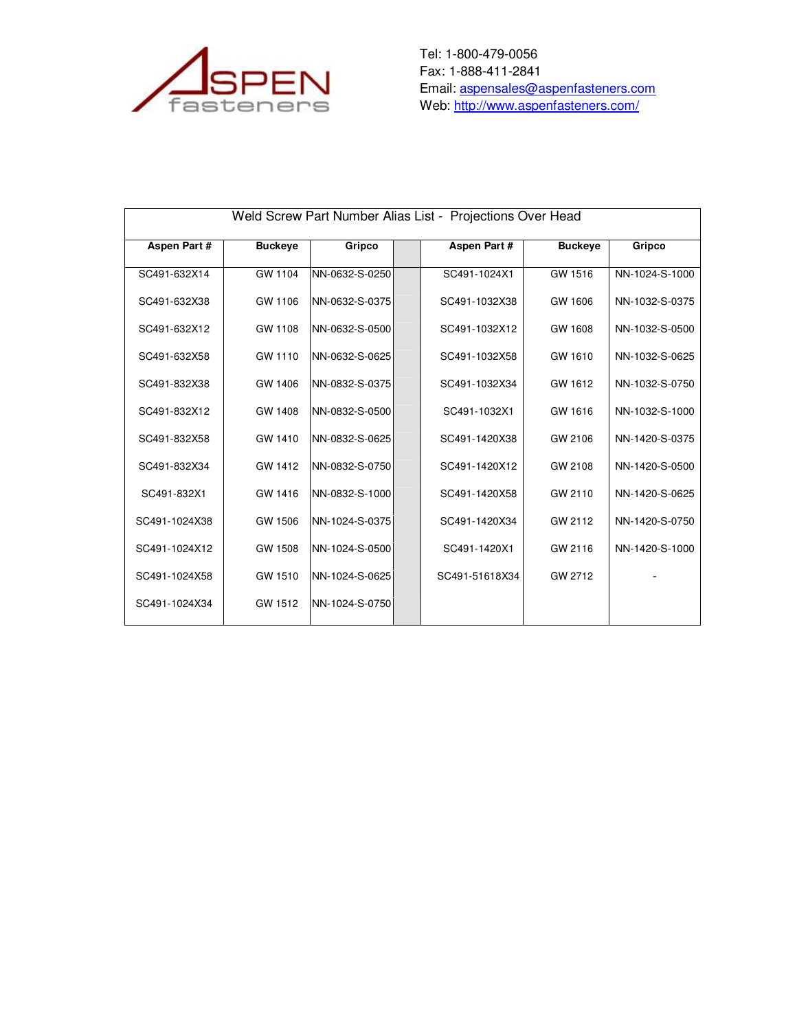Tel: 1-800-479-0056
Fax: 1-888-411-2841
Email: aspensales@aspenfasteners.com
Web: http://www.aspenfasteners.com/

| Weld Screw Part Number Alias List - Projections Over Head | | | | | | |
|---|---|---|---|---|---|---|
| **Aspen Part #** | **Buckeye** | **Gripco** | | **Aspen Part #** | **Buckeye** | **Gripco** |
| SC491-632X14 | GW 1104 | NN-0632-S-0250 | | SC491-1024X1 | GW 1516 | NN-1024-S-1000 |
| SC491-632X38 | GW 1106 | NN-0632-S-0375 | | SC491-1032X38 | GW 1606 | NN-1032-S-0375 |
| SC491-632X12 | GW 1108 | NN-0632-S-0500 | | SC491-1032X12 | GW 1608 | NN-1032-S-0500 |
| SC491-632X58 | GW 1110 | NN-0632-S-0625 | | SC491-1032X58 | GW 1610 | NN-1032-S-0625 |
| SC491-832X38 | GW 1406 | NN-0832-S-0375 | | SC491-1032X34 | GW 1612 | NN-1032-S-0750 |
| SC491-832X12 | GW 1408 | NN-0832-S-0500 | | SC491-1032X1 | GW 1616 | NN-1032-S-1000 |
| SC491-832X58 | GW 1410 | NN-0832-S-0625 | | SC491-1420X38 | GW 2106 | NN-1420-S-0375 |
| SC491-832X34 | GW 1412 | NN-0832-S-0750 | | SC491-1420X12 | GW 2108 | NN-1420-S-0500 |
| SC491-832X1 | GW 1416 | NN-0832-S-1000 | | SC491-1420X58 | GW 2110 | NN-1420-S-0625 |
| SC491-1024X38 | GW 1506 | NN-1024-S-0375 | | SC491-1420X34 | GW 2112 | NN-1420-S-0750 |
| SC491-1024X12 | GW 1508 | NN-1024-S-0500 | | SC491-1420X1 | GW 2116 | NN-1420-S-1000 |
| SC491-1024X58 | GW 1510 | NN-1024-S-0625 | | SC491-51618X34 | GW 2712 | - |
| SC491-1024X34 | GW 1512 | NN-1024-S-0750 | | | | |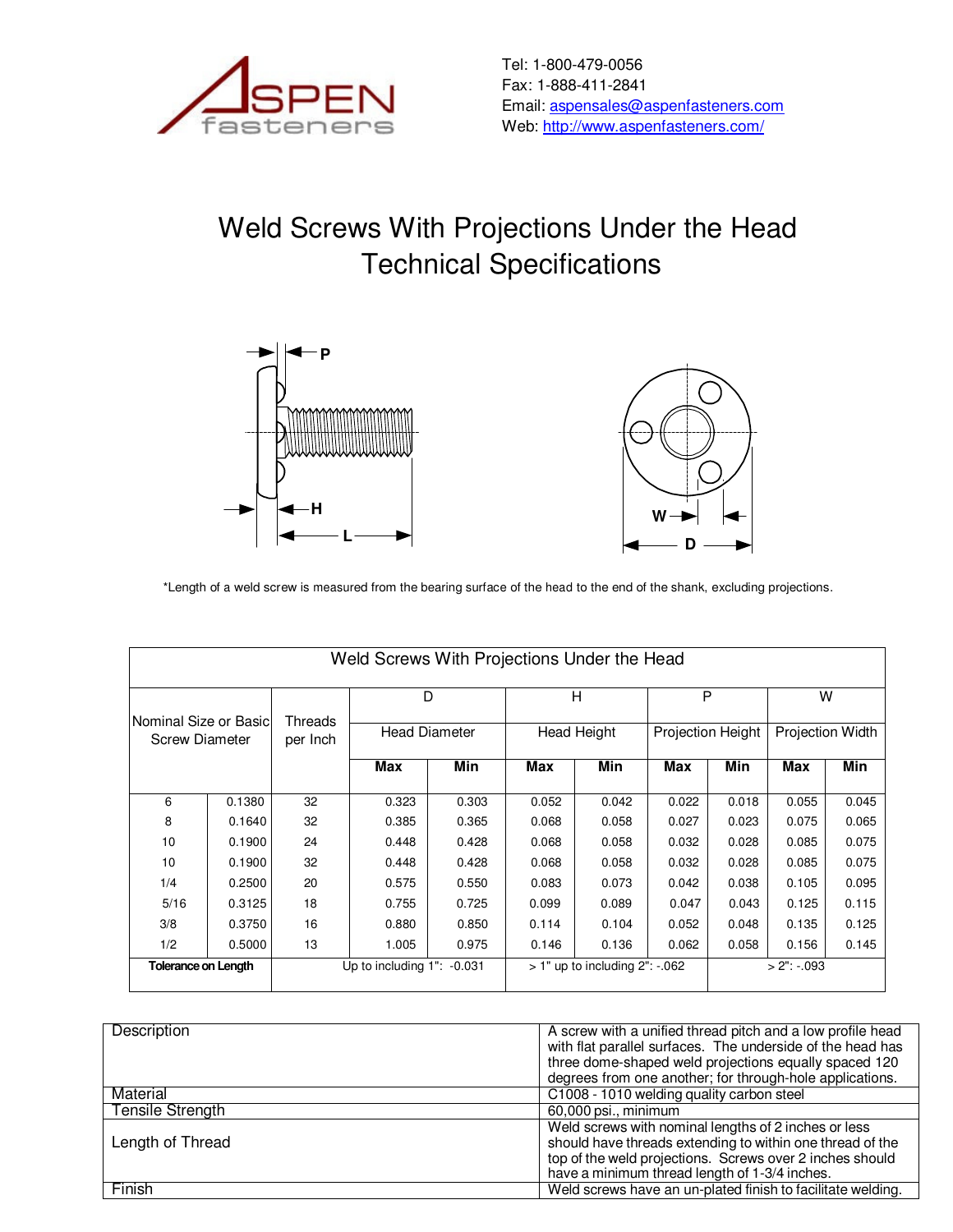Tel: 1-800-479-0056
Fax: 1-888-411-2841
Email: aspensales@aspenfasteners.com
Web: http://www.aspenfasteners.com/

# Weld Screws With Projections Under the Head Technical Specifications

*Length of a weld screw is measured from the bearing surface of the head to the end of the shank, excluding projections.

| Weld Screws With Projections Under the Head | | | | | | | | | | |
|---|---|---|---|---|---|---|---|---|---|---|
| Nominal Size or Basic Screw Diameter | | Threads per Inch | D | | H | | P | | W | |
| | | | Head Diameter | | Head Height | | Projection Height | | Projection Width | |
| | | | **Max** | **Min** | **Max** | **Min** | **Max** | **Min** | **Max** | **Min** |
| 6 | 0.1380 | 32 | 0.323 | 0.303 | 0.052 | 0.042 | 0.022 | 0.018 | 0.055 | 0.045 |
| 8 | 0.1640 | 32 | 0.385 | 0.365 | 0.068 | 0.058 | 0.027 | 0.023 | 0.075 | 0.065 |
| 10 | 0.1900 | 24 | 0.448 | 0.428 | 0.068 | 0.058 | 0.032 | 0.028 | 0.085 | 0.075 |
| 10 | 0.1900 | 32 | 0.448 | 0.428 | 0.068 | 0.058 | 0.032 | 0.028 | 0.085 | 0.075 |
| 1/4 | 0.2500 | 20 | 0.575 | 0.550 | 0.083 | 0.073 | 0.042 | 0.038 | 0.105 | 0.095 |
| 5/16 | 0.3125 | 18 | 0.755 | 0.725 | 0.099 | 0.089 | 0.047 | 0.043 | 0.125 | 0.115 |
| 3/8 | 0.3750 | 16 | 0.880 | 0.850 | 0.114 | 0.104 | 0.052 | 0.048 | 0.135 | 0.125 |
| 1/2 | 0.5000 | 13 | 1.005 | 0.975 | 0.146 | 0.136 | 0.062 | 0.058 | 0.156 | 0.145 |
| **Tolerance on Length** | | Up to including 1": -0.031 | | | > 1" up to including 2": -.062 | | | > 2": -.093 | | |

| | |
|---|---|
| Description | A screw with a unified thread pitch and a low profile head with flat parallel surfaces. The underside of the head has three dome-shaped weld projections equally spaced 120 degrees from one another; for through-hole applications. |
| Material | C1008 - 1010 welding quality carbon steel |
| Tensile Strength | 60,000 psi., minimum |
| Length of Thread | Weld screws with nominal lengths of 2 inches or less should have threads extending to within one thread of the top of the weld projections. Screws over 2 inches should have a minimum thread length of 1-3/4 inches. |
| Finish | Weld screws have an un-plated finish to facilitate welding. |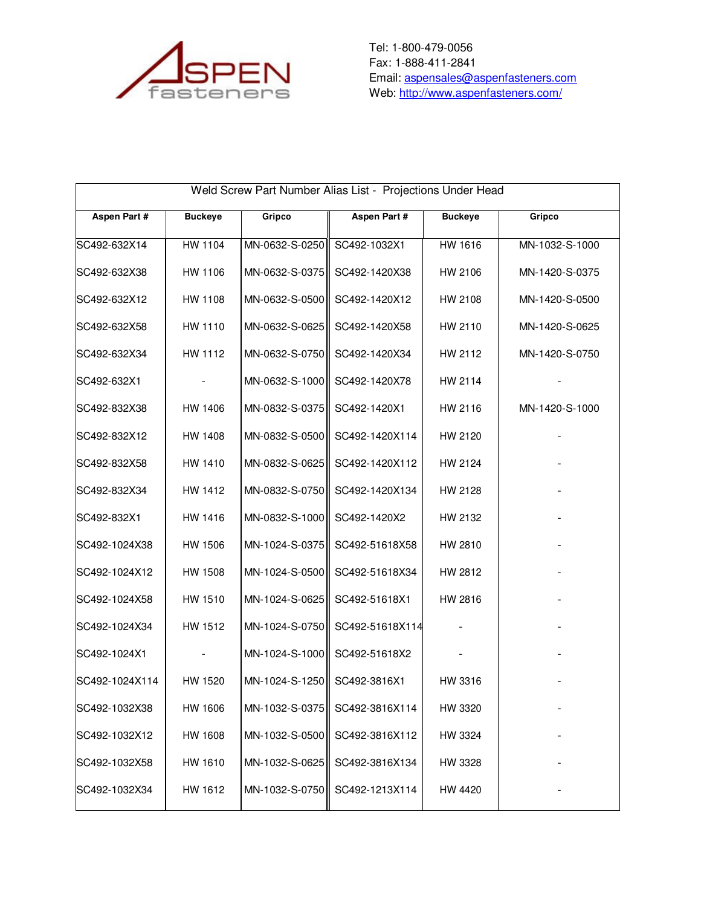Tel: 1-800-479-0056
Fax: 1-888-411-2841
Email: aspensales@aspenfasteners.com
Web: http://www.aspenfasteners.com/

| Weld Screw Part Number Alias List - Projections Under Head | | | | | |
|---|---|---|---|---|---|
| **Aspen Part #** | **Buckeye** | **Gripco** | **Aspen Part #** | **Buckeye** | **Gripco** |
| SC492-632X14 | HW 1104 | MN-0632-S-0250 | SC492-1032X1 | HW 1616 | MN-1032-S-1000 |
| SC492-632X38 | HW 1106 | MN-0632-S-0375 | SC492-1420X38 | HW 2106 | MN-1420-S-0375 |
| SC492-632X12 | HW 1108 | MN-0632-S-0500 | SC492-1420X12 | HW 2108 | MN-1420-S-0500 |
| SC492-632X58 | HW 1110 | MN-0632-S-0625 | SC492-1420X58 | HW 2110 | MN-1420-S-0625 |
| SC492-632X34 | HW 1112 | MN-0632-S-0750 | SC492-1420X34 | HW 2112 | MN-1420-S-0750 |
| SC492-632X1 | - | MN-0632-S-1000 | SC492-1420X78 | HW 2114 | - |
| SC492-832X38 | HW 1406 | MN-0832-S-0375 | SC492-1420X1 | HW 2116 | MN-1420-S-1000 |
| SC492-832X12 | HW 1408 | MN-0832-S-0500 | SC492-1420X114 | HW 2120 | - |
| SC492-832X58 | HW 1410 | MN-0832-S-0625 | SC492-1420X112 | HW 2124 | - |
| SC492-832X34 | HW 1412 | MN-0832-S-0750 | SC492-1420X134 | HW 2128 | - |
| SC492-832X1 | HW 1416 | MN-0832-S-1000 | SC492-1420X2 | HW 2132 | - |
| SC492-1024X38 | HW 1506 | MN-1024-S-0375 | SC492-51618X58 | HW 2810 | - |
| SC492-1024X12 | HW 1508 | MN-1024-S-0500 | SC492-51618X34 | HW 2812 | - |
| SC492-1024X58 | HW 1510 | MN-1024-S-0625 | SC492-51618X1 | HW 2816 | - |
| SC492-1024X34 | HW 1512 | MN-1024-S-0750 | SC492-51618X114 | - | - |
| SC492-1024X1 | - | MN-1024-S-1000 | SC492-51618X2 | - | - |
| SC492-1024X114 | HW 1520 | MN-1024-S-1250 | SC492-3816X1 | HW 3316 | - |
| SC492-1032X38 | HW 1606 | MN-1032-S-0375 | SC492-3816X114 | HW 3320 | - |
| SC492-1032X12 | HW 1608 | MN-1032-S-0500 | SC492-3816X112 | HW 3324 | - |
| SC492-1032X58 | HW 1610 | MN-1032-S-0625 | SC492-3816X134 | HW 3328 | - |
| SC492-1032X34 | HW 1612 | MN-1032-S-0750 | SC492-1213X114 | HW 4420 | - |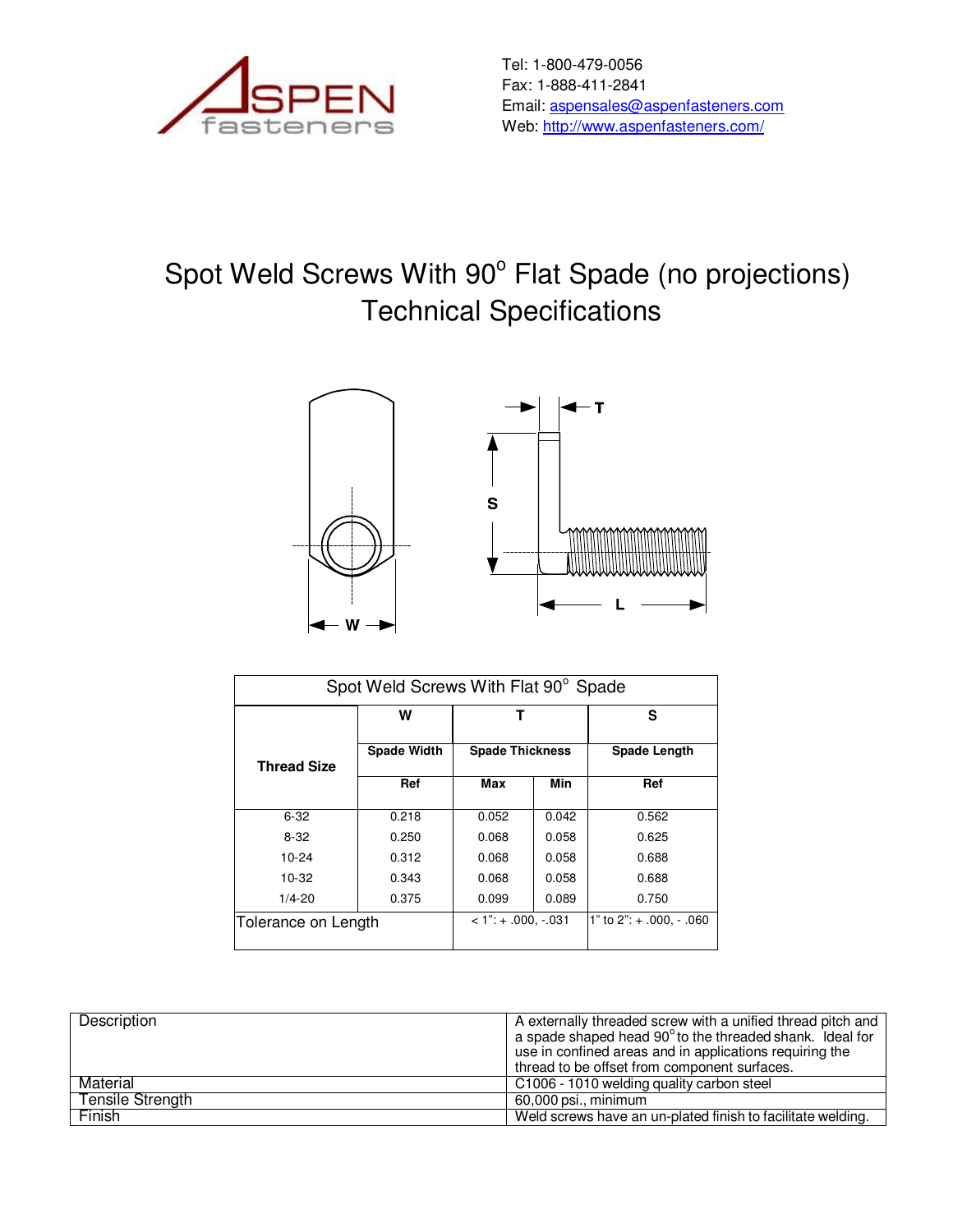Tel: 1-800-479-0056
Fax: 1-888-411-2841
Email: aspensales@aspenfasteners.com
Web: http://www.aspenfasteners.com/

# Spot Weld Screws With 90° Flat Spade (no projections) Technical Specifications

W
T
S
L

| Spot Weld Screws With Flat 90° Spade | | | | |
|---|---|---|---|---|
| Thread Size | W | T | | S |
| | Spade Width | Spade Thickness | | Spade Length |
| | Ref | Max | Min | Ref |
| 6-32 | 0.218 | 0.052 | 0.042 | 0.562 |
| 8-32 | 0.250 | 0.068 | 0.058 | 0.625 |
| 10-24 | 0.312 | 0.068 | 0.058 | 0.688 |
| 10-32 | 0.343 | 0.068 | 0.058 | 0.688 |
| 1/4-20 | 0.375 | 0.099 | 0.089 | 0.750 |
| Tolerance on Length | | < 1": + .000, -.031 | | 1" to 2": + .000, - .060 |

| | |
|---|---|
| Description | A externally threaded screw with a unified thread pitch and a spade shaped head 90° to the threaded shank. Ideal for use in confined areas and in applications requiring the thread to be offset from component surfaces. |
| Material | C1006 - 1010 welding quality carbon steel |
| Tensile Strength | 60,000 psi., minimum |
| Finish | Weld screws have an un-plated finish to facilitate welding. |